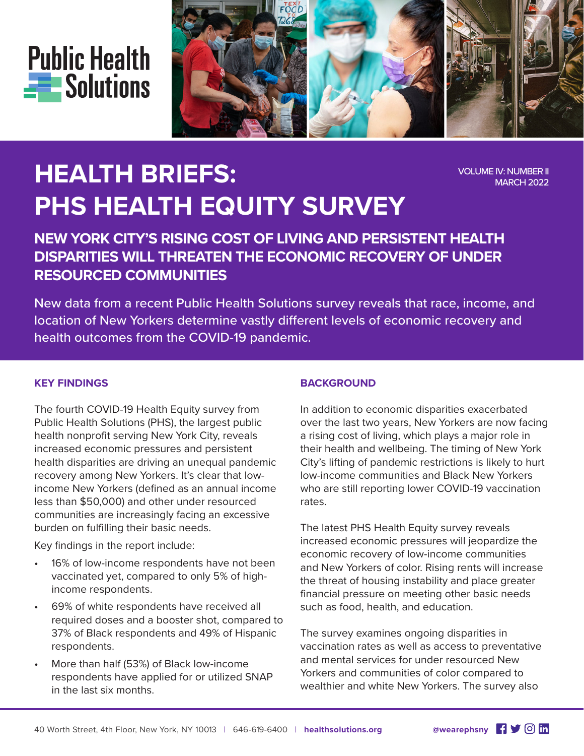Public Health Solutions

# HEALTH BRIEFS: PHS HEALTH EQUITY SURVEY

VOLUME IV: NUMBER II
MARCH 2022

## NEW YORK CITY'S RISING COST OF LIVING AND PERSISTENT HEALTH DISPARITIES WILL THREATEN THE ECONOMIC RECOVERY OF UNDER RESOURCED COMMUNITIES

New data from a recent Public Health Solutions survey reveals that race, income, and location of New Yorkers determine vastly different levels of economic recovery and health outcomes from the COVID-19 pandemic.

### KEY FINDINGS

The fourth COVID-19 Health Equity survey from Public Health Solutions (PHS), the largest public health nonprofit serving New York City, reveals increased economic pressures and persistent health disparities are driving an unequal pandemic recovery among New Yorkers. It's clear that low-income New Yorkers (defined as an annual income less than $50,000) and other under resourced communities are increasingly facing an excessive burden on fulfilling their basic needs.

Key findings in the report include:

- 16% of low-income respondents have not been vaccinated yet, compared to only 5% of high-income respondents.
- 69% of white respondents have received all required doses and a booster shot, compared to 37% of Black respondents and 49% of Hispanic respondents.
- More than half (53%) of Black low-income respondents have applied for or utilized SNAP in the last six months.

### BACKGROUND

In addition to economic disparities exacerbated over the last two years, New Yorkers are now facing a rising cost of living, which plays a major role in their health and wellbeing. The timing of New York City's lifting of pandemic restrictions is likely to hurt low-income communities and Black New Yorkers who are still reporting lower COVID-19 vaccination rates.

The latest PHS Health Equity survey reveals increased economic pressures will jeopardize the economic recovery of low-income communities and New Yorkers of color. Rising rents will increase the threat of housing instability and place greater financial pressure on meeting other basic needs such as food, health, and education.

The survey examines ongoing disparities in vaccination rates as well as access to preventative and mental services for under resourced New Yorkers and communities of color compared to wealthier and white New Yorkers. The survey also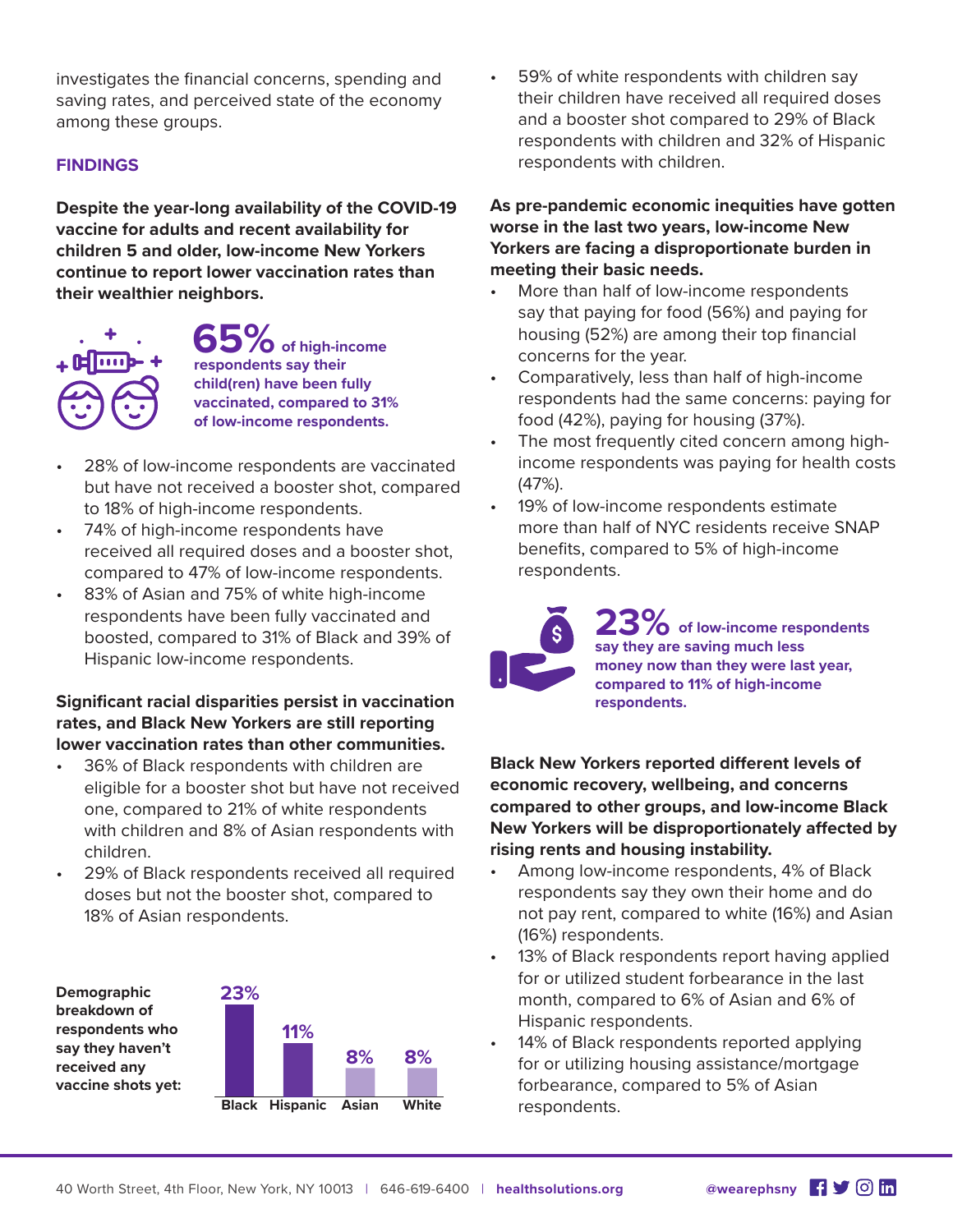investigates the financial concerns, spending and saving rates, and perceived state of the economy among these groups.

## FINDINGS

**Despite the year-long availability of the COVID-19 vaccine for adults and recent availability for children 5 and older, low-income New Yorkers continue to report lower vaccination rates than their wealthier neighbors.**

**65% of high-income respondents say their child(ren) have been fully vaccinated, compared to 31% of low-income respondents.**

- 28% of low-income respondents are vaccinated but have not received a booster shot, compared to 18% of high-income respondents.
- 74% of high-income respondents have received all required doses and a booster shot, compared to 47% of low-income respondents.
- 83% of Asian and 75% of white high-income respondents have been fully vaccinated and boosted, compared to 31% of Black and 39% of Hispanic low-income respondents.

**Significant racial disparities persist in vaccination rates, and Black New Yorkers are still reporting lower vaccination rates than other communities.**

- 36% of Black respondents with children are eligible for a booster shot but have not received one, compared to 21% of white respondents with children and 8% of Asian respondents with children.
- 29% of Black respondents received all required doses but not the booster shot, compared to 18% of Asian respondents.

**Demographic breakdown of respondents who say they haven't received any vaccine shots yet:**

| Black | Hispanic | Asian | White |
|---|---|---|---|
| 23% | 11% | 8% | 8% |

- 59% of white respondents with children say their children have received all required doses and a booster shot compared to 29% of Black respondents with children and 32% of Hispanic respondents with children.

**As pre-pandemic economic inequities have gotten worse in the last two years, low-income New Yorkers are facing a disproportionate burden in meeting their basic needs.**

- More than half of low-income respondents say that paying for food (56%) and paying for housing (52%) are among their top financial concerns for the year.
- Comparatively, less than half of high-income respondents had the same concerns: paying for food (42%), paying for housing (37%).
- The most frequently cited concern among high-income respondents was paying for health costs (47%).
- 19% of low-income respondents estimate more than half of NYC residents receive SNAP benefits, compared to 5% of high-income respondents.

**23% of low-income respondents say they are saving much less money now than they were last year, compared to 11% of high-income respondents.**

**Black New Yorkers reported different levels of economic recovery, wellbeing, and concerns compared to other groups, and low-income Black New Yorkers will be disproportionately affected by rising rents and housing instability.**

- Among low-income respondents, 4% of Black respondents say they own their home and do not pay rent, compared to white (16%) and Asian (16%) respondents.
- 13% of Black respondents report having applied for or utilized student forbearance in the last month, compared to 6% of Asian and 6% of Hispanic respondents.
- 14% of Black respondents reported applying for or utilizing housing assistance/mortgage forbearance, compared to 5% of Asian respondents.

40 Worth Street, 4th Floor, New York, NY 10013 | 646-619-6400 | healthsolutions.org @wearephsny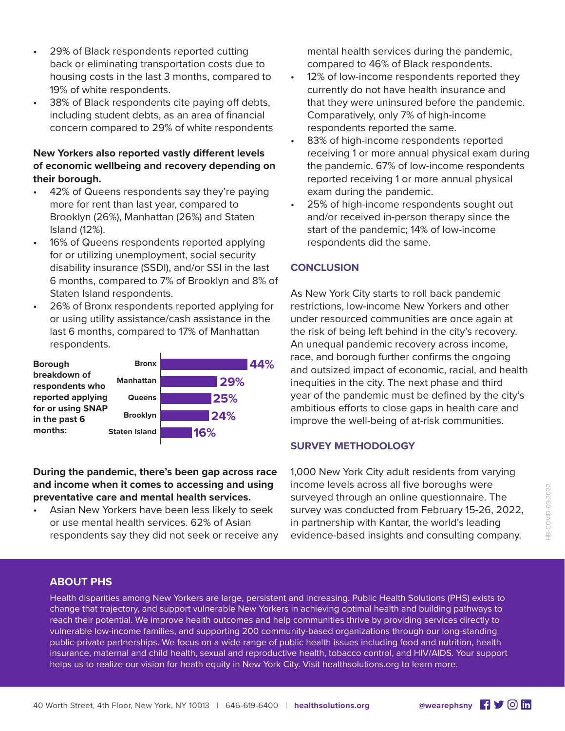- 29% of Black respondents reported cutting back or eliminating transportation costs due to housing costs in the last 3 months, compared to 19% of white respondents.
- 38% of Black respondents cite paying off debts, including student debts, as an area of financial concern compared to 29% of white respondents

**New Yorkers also reported vastly different levels of economic wellbeing and recovery depending on their borough.**

- 42% of Queens respondents say they're paying more for rent than last year, compared to Brooklyn (26%), Manhattan (26%) and Staten Island (12%).
- 16% of Queens respondents reported applying for or utilizing unemployment, social security disability insurance (SSDI), and/or SSI in the last 6 months, compared to 7% of Brooklyn and 8% of Staten Island respondents.
- 26% of Bronx respondents reported applying for or using utility assistance/cash assistance in the last 6 months, compared to 17% of Manhattan respondents.

**Borough breakdown of respondents who reported applying for or using SNAP in the past 6 months:**

Bronx 44%
Manhattan 29%
Queens 25%
Brooklyn 24%
Staten Island 16%

**During the pandemic, there's been gap across race and income when it comes to accessing and using preventative care and mental health services.**

- Asian New Yorkers have been less likely to seek or use mental health services. 62% of Asian respondents say they did not seek or receive any mental health services during the pandemic, compared to 46% of Black respondents.
- 12% of low-income respondents reported they currently do not have health insurance and that they were uninsured before the pandemic. Comparatively, only 7% of high-income respondents reported the same.
- 83% of high-income respondents reported receiving 1 or more annual physical exam during the pandemic. 67% of low-income respondents reported receiving 1 or more annual physical exam during the pandemic.
- 25% of high-income respondents sought out and/or received in-person therapy since the start of the pandemic; 14% of low-income respondents did the same.

## CONCLUSION

As New York City starts to roll back pandemic restrictions, low-income New Yorkers and other under resourced communities are once again at the risk of being left behind in the city's recovery. An unequal pandemic recovery across income, race, and borough further confirms the ongoing and outsized impact of economic, racial, and health inequities in the city. The next phase and third year of the pandemic must be defined by the city's ambitious efforts to close gaps in health care and improve the well-being of at-risk communities.

## SURVEY METHODOLOGY

1,000 New York City adult residents from varying income levels across all five boroughs were surveyed through an online questionnaire. The survey was conducted from February 15-26, 2022, in partnership with Kantar, the world's leading evidence-based insights and consulting company.

## ABOUT PHS

Health disparities among New Yorkers are large, persistent and increasing. Public Health Solutions (PHS) exists to change that trajectory, and support vulnerable New Yorkers in achieving optimal health and building pathways to reach their potential. We improve health outcomes and help communities thrive by providing services directly to vulnerable low-income families, and supporting 200 community-based organizations through our long-standing public-private partnerships. We focus on a wide range of public health issues including food and nutrition, health insurance, maternal and child health, sexual and reproductive health, tobacco control, and HIV/AIDS. Your support helps us to realize our vision for heath equity in New York City. Visit healthsolutions.org to learn more.

40 Worth Street, 4th Floor, New York, NY 10013 | 646-619-6400 | **healthsolutions.org** **@wearephsny**